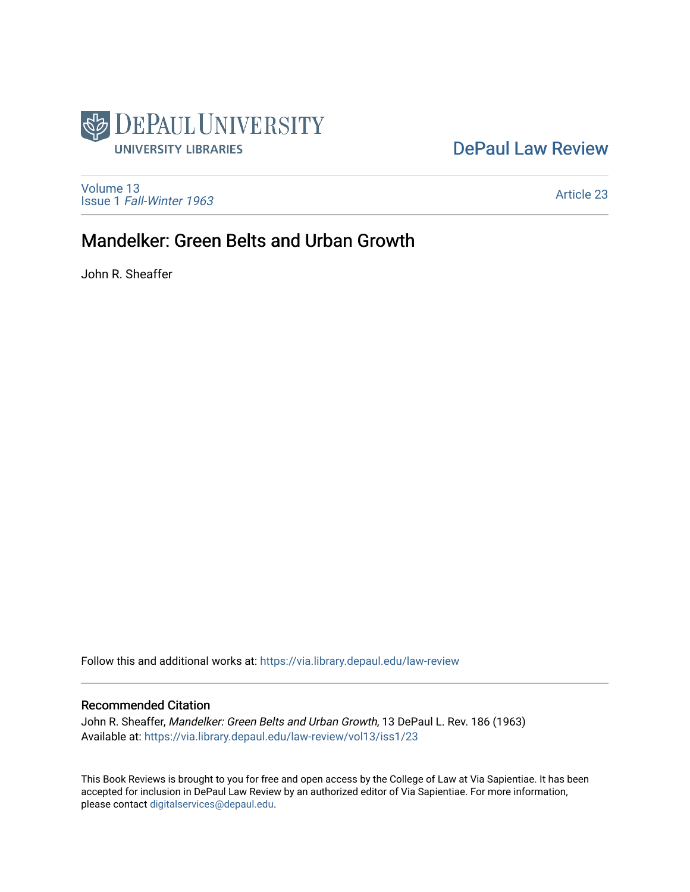DePaul University Libraries

DePaul Law Review

Volume 13
Issue 1 *Fall-Winter 1963*

Article 23

# Mandelker: Green Belts and Urban Growth

John R. Sheaffer

Follow this and additional works at: https://via.library.depaul.edu/law-review

## Recommended Citation

John R. Sheaffer, *Mandelker: Green Belts and Urban Growth*, 13 DePaul L. Rev. 186 (1963)
Available at: https://via.library.depaul.edu/law-review/vol13/iss1/23

This Book Reviews is brought to you for free and open access by the College of Law at Via Sapientiae. It has been accepted for inclusion in DePaul Law Review by an authorized editor of Via Sapientiae. For more information, please contact digitalservices@depaul.edu.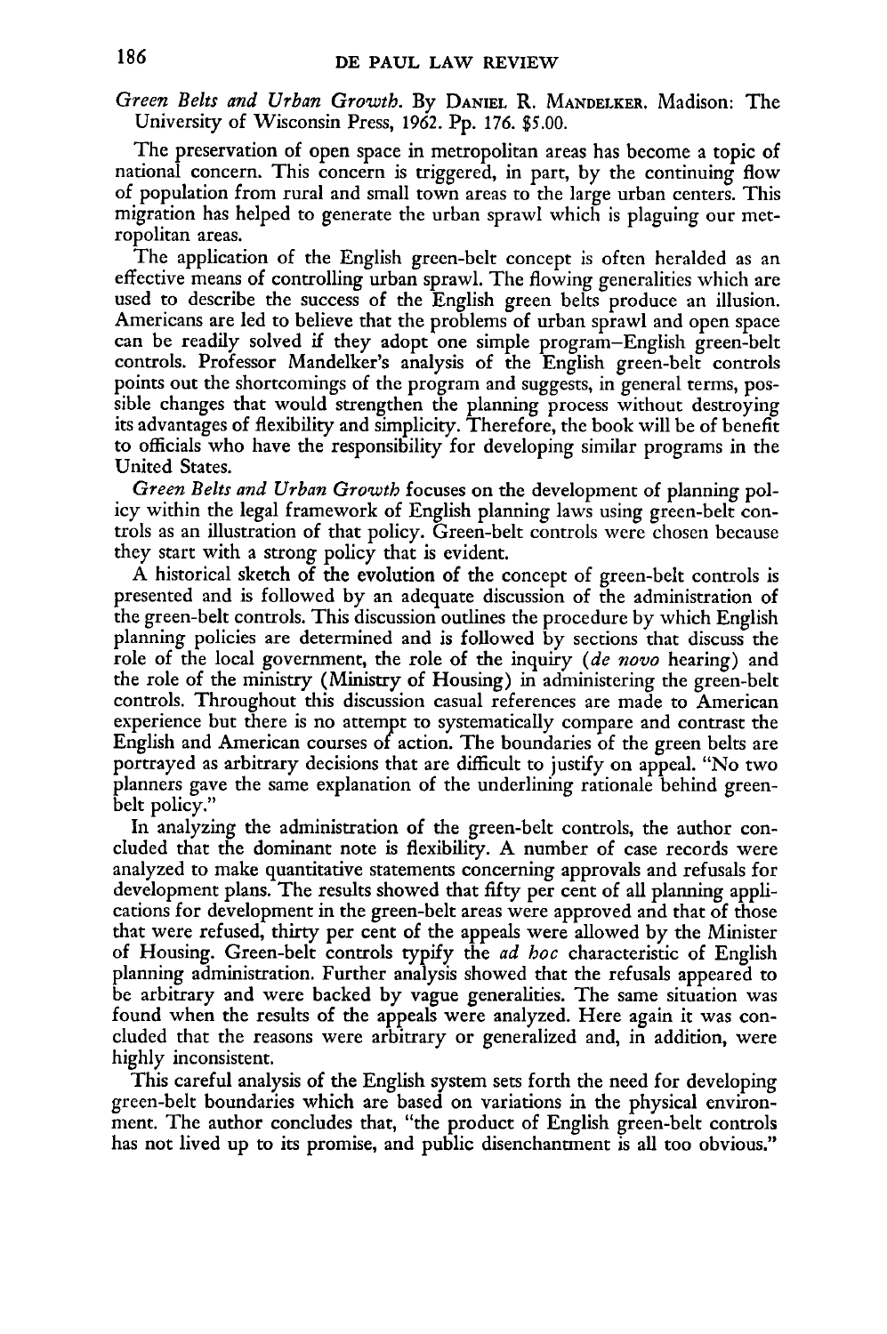*Green Belts and Urban Growth*. By DANIEL R. MANDELKER. Madison: The University of Wisconsin Press, 1962. Pp. 176. $5.00.

The preservation of open space in metropolitan areas has become a topic of national concern. This concern is triggered, in part, by the continuing flow of population from rural and small town areas to the large urban centers. This migration has helped to generate the urban sprawl which is plaguing our metropolitan areas.

The application of the English green-belt concept is often heralded as an effective means of controlling urban sprawl. The flowing generalities which are used to describe the success of the English green belts produce an illusion. Americans are led to believe that the problems of urban sprawl and open space can be readily solved if they adopt one simple program—English green-belt controls. Professor Mandelker's analysis of the English green-belt controls points out the shortcomings of the program and suggests, in general terms, possible changes that would strengthen the planning process without destroying its advantages of flexibility and simplicity. Therefore, the book will be of benefit to officials who have the responsibility for developing similar programs in the United States.

*Green Belts and Urban Growth* focuses on the development of planning policy within the legal framework of English planning laws using green-belt controls as an illustration of that policy. Green-belt controls were chosen because they start with a strong policy that is evident.

A historical sketch of the evolution of the concept of green-belt controls is presented and is followed by an adequate discussion of the administration of the green-belt controls. This discussion outlines the procedure by which English planning policies are determined and is followed by sections that discuss the role of the local government, the role of the inquiry (*de novo* hearing) and the role of the ministry (Ministry of Housing) in administering the green-belt controls. Throughout this discussion casual references are made to American experience but there is no attempt to systematically compare and contrast the English and American courses of action. The boundaries of the green belts are portrayed as arbitrary decisions that are difficult to justify on appeal. "No two planners gave the same explanation of the underlining rationale behind green-belt policy."

In analyzing the administration of the green-belt controls, the author concluded that the dominant note is flexibility. A number of case records were analyzed to make quantitative statements concerning approvals and refusals for development plans. The results showed that fifty per cent of all planning applications for development in the green-belt areas were approved and that of those that were refused, thirty per cent of the appeals were allowed by the Minister of Housing. Green-belt controls typify the *ad hoc* characteristic of English planning administration. Further analysis showed that the refusals appeared to be arbitrary and were backed by vague generalities. The same situation was found when the results of the appeals were analyzed. Here again it was concluded that the reasons were arbitrary or generalized and, in addition, were highly inconsistent.

This careful analysis of the English system sets forth the need for developing green-belt boundaries which are based on variations in the physical environment. The author concludes that, "the product of English green-belt controls has not lived up to its promise, and public disenchantment is all too obvious."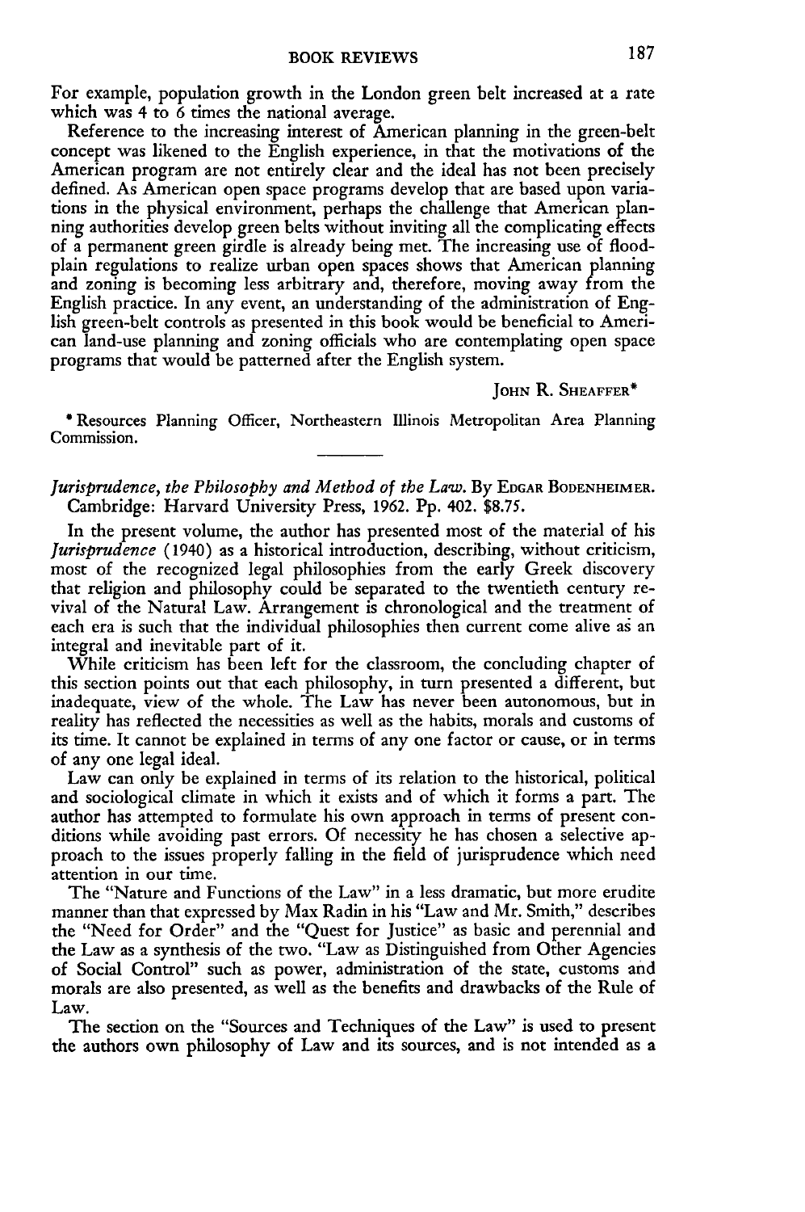For example, population growth in the London green belt increased at a rate which was 4 to 6 times the national average.

Reference to the increasing interest of American planning in the green-belt concept was likened to the English experience, in that the motivations of the American program are not entirely clear and the ideal has not been precisely defined. As American open space programs develop that are based upon variations in the physical environment, perhaps the challenge that American planning authorities develop green belts without inviting all the complicating effects of a permanent green girdle is already being met. The increasing use of flood-plain regulations to realize urban open spaces shows that American planning and zoning is becoming less arbitrary and, therefore, moving away from the English practice. In any event, an understanding of the administration of English green-belt controls as presented in this book would be beneficial to American land-use planning and zoning officials who are contemplating open space programs that would be patterned after the English system.

JOHN R. SHEAFFER*

* Resources Planning Officer, Northeastern Illinois Metropolitan Area Planning Commission.

---

*Jurisprudence, the Philosophy and Method of the Law.* By EDGAR BODENHEIMER. Cambridge: Harvard University Press, 1962. Pp. 402. $8.75.

In the present volume, the author has presented most of the material of his *Jurisprudence* (1940) as a historical introduction, describing, without criticism, most of the recognized legal philosophies from the early Greek discovery that religion and philosophy could be separated to the twentieth century revival of the Natural Law. Arrangement is chronological and the treatment of each era is such that the individual philosophies then current come alive as an integral and inevitable part of it.

While criticism has been left for the classroom, the concluding chapter of this section points out that each philosophy, in turn presented a different, but inadequate, view of the whole. The Law has never been autonomous, but in reality has reflected the necessities as well as the habits, morals and customs of its time. It cannot be explained in terms of any one factor or cause, or in terms of any one legal ideal.

Law can only be explained in terms of its relation to the historical, political and sociological climate in which it exists and of which it forms a part. The author has attempted to formulate his own approach in terms of present conditions while avoiding past errors. Of necessity he has chosen a selective approach to the issues properly falling in the field of jurisprudence which need attention in our time.

The "Nature and Functions of the Law" in a less dramatic, but more erudite manner than that expressed by Max Radin in his "Law and Mr. Smith," describes the "Need for Order" and the "Quest for Justice" as basic and perennial and the Law as a synthesis of the two. "Law as Distinguished from Other Agencies of Social Control" such as power, administration of the state, customs and morals are also presented, as well as the benefits and drawbacks of the Rule of Law.

The section on the "Sources and Techniques of the Law" is used to present the authors own philosophy of Law and its sources, and is not intended as a